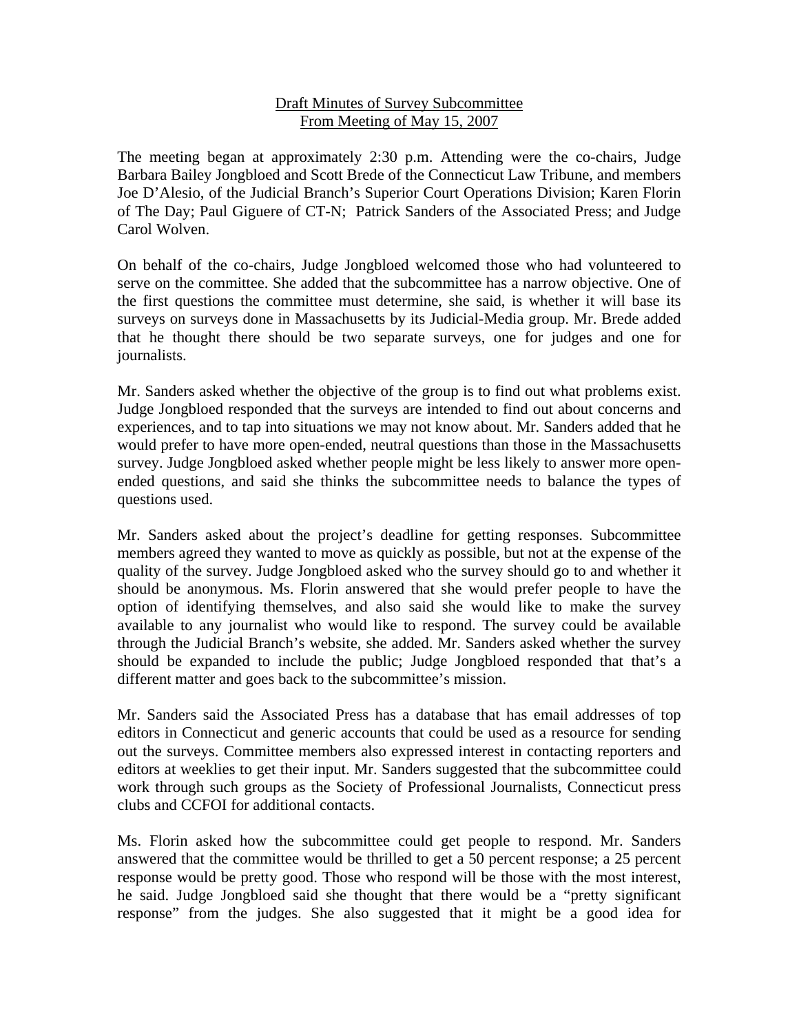<u>Draft Minutes of Survey Subcommittee</u>
<u>From Meeting of May 15, 2007</u>

The meeting began at approximately 2:30 p.m. Attending were the co-chairs, Judge Barbara Bailey Jongbloed and Scott Brede of the Connecticut Law Tribune, and members Joe D'Alesio, of the Judicial Branch's Superior Court Operations Division; Karen Florin of The Day; Paul Giguere of CT-N; Patrick Sanders of the Associated Press; and Judge Carol Wolven.

On behalf of the co-chairs, Judge Jongbloed welcomed those who had volunteered to serve on the committee. She added that the subcommittee has a narrow objective. One of the first questions the committee must determine, she said, is whether it will base its surveys on surveys done in Massachusetts by its Judicial-Media group. Mr. Brede added that he thought there should be two separate surveys, one for judges and one for journalists.

Mr. Sanders asked whether the objective of the group is to find out what problems exist. Judge Jongbloed responded that the surveys are intended to find out about concerns and experiences, and to tap into situations we may not know about. Mr. Sanders added that he would prefer to have more open-ended, neutral questions than those in the Massachusetts survey. Judge Jongbloed asked whether people might be less likely to answer more open-ended questions, and said she thinks the subcommittee needs to balance the types of questions used.

Mr. Sanders asked about the project's deadline for getting responses. Subcommittee members agreed they wanted to move as quickly as possible, but not at the expense of the quality of the survey. Judge Jongbloed asked who the survey should go to and whether it should be anonymous. Ms. Florin answered that she would prefer people to have the option of identifying themselves, and also said she would like to make the survey available to any journalist who would like to respond. The survey could be available through the Judicial Branch's website, she added. Mr. Sanders asked whether the survey should be expanded to include the public; Judge Jongbloed responded that that's a different matter and goes back to the subcommittee's mission.

Mr. Sanders said the Associated Press has a database that has email addresses of top editors in Connecticut and generic accounts that could be used as a resource for sending out the surveys. Committee members also expressed interest in contacting reporters and editors at weeklies to get their input. Mr. Sanders suggested that the subcommittee could work through such groups as the Society of Professional Journalists, Connecticut press clubs and CCFOI for additional contacts.

Ms. Florin asked how the subcommittee could get people to respond. Mr. Sanders answered that the committee would be thrilled to get a 50 percent response; a 25 percent response would be pretty good. Those who respond will be those with the most interest, he said. Judge Jongbloed said she thought that there would be a "pretty significant response" from the judges. She also suggested that it might be a good idea for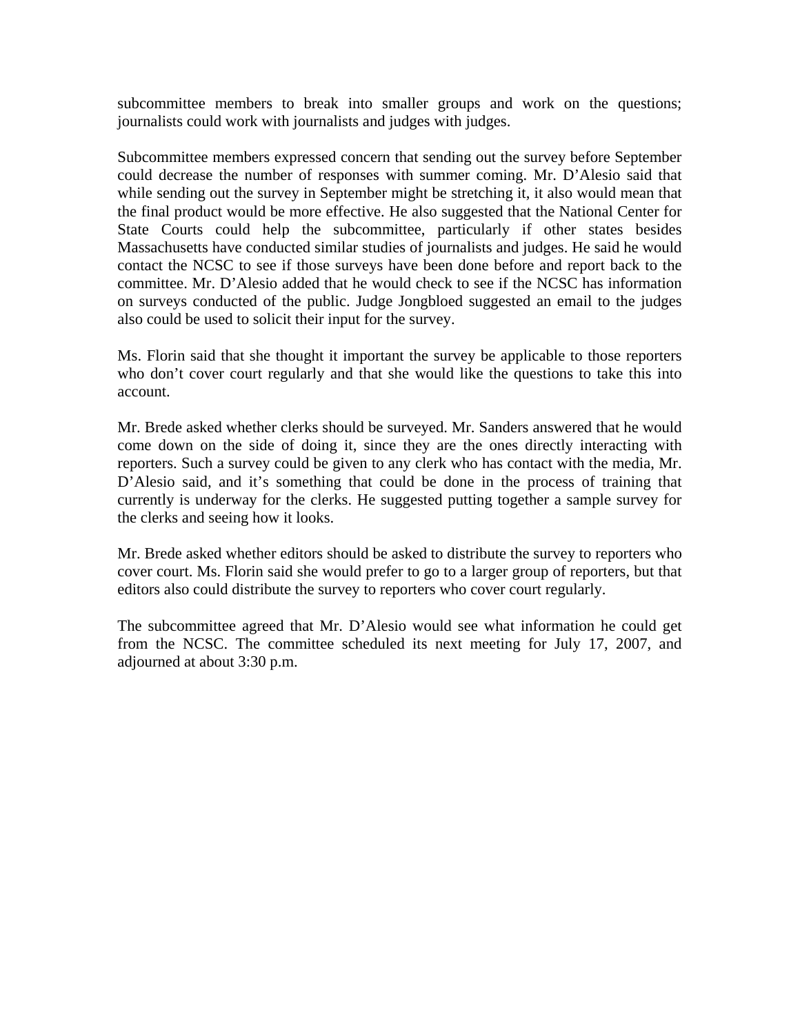subcommittee members to break into smaller groups and work on the questions; journalists could work with journalists and judges with judges.

Subcommittee members expressed concern that sending out the survey before September could decrease the number of responses with summer coming. Mr. D'Alesio said that while sending out the survey in September might be stretching it, it also would mean that the final product would be more effective. He also suggested that the National Center for State Courts could help the subcommittee, particularly if other states besides Massachusetts have conducted similar studies of journalists and judges. He said he would contact the NCSC to see if those surveys have been done before and report back to the committee. Mr. D'Alesio added that he would check to see if the NCSC has information on surveys conducted of the public. Judge Jongbloed suggested an email to the judges also could be used to solicit their input for the survey.

Ms. Florin said that she thought it important the survey be applicable to those reporters who don't cover court regularly and that she would like the questions to take this into account.

Mr. Brede asked whether clerks should be surveyed. Mr. Sanders answered that he would come down on the side of doing it, since they are the ones directly interacting with reporters. Such a survey could be given to any clerk who has contact with the media, Mr. D'Alesio said, and it's something that could be done in the process of training that currently is underway for the clerks. He suggested putting together a sample survey for the clerks and seeing how it looks.

Mr. Brede asked whether editors should be asked to distribute the survey to reporters who cover court. Ms. Florin said she would prefer to go to a larger group of reporters, but that editors also could distribute the survey to reporters who cover court regularly.

The subcommittee agreed that Mr. D'Alesio would see what information he could get from the NCSC. The committee scheduled its next meeting for July 17, 2007, and adjourned at about 3:30 p.m.